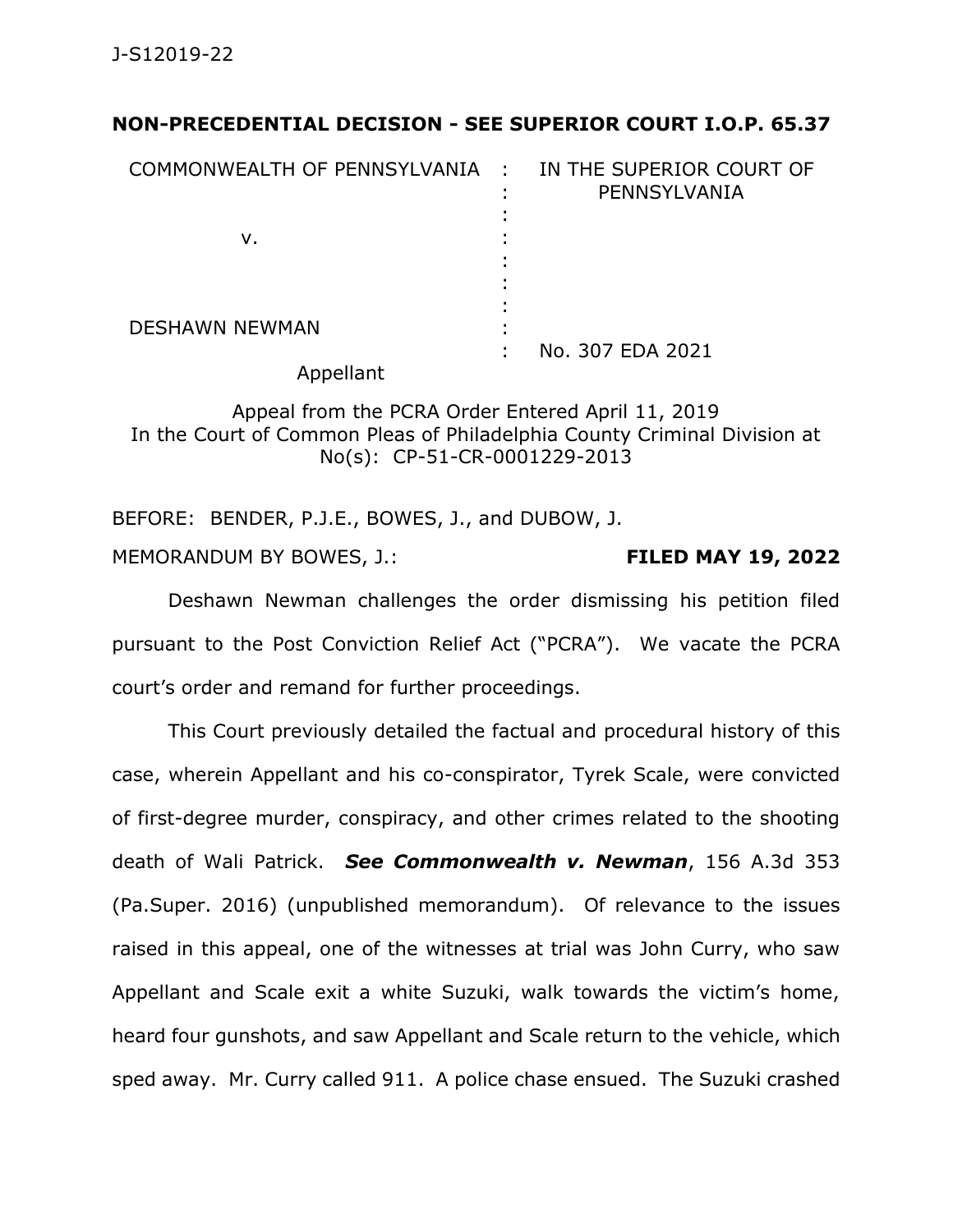J-S12019-22

**NON-PRECEDENTIAL DECISION - SEE SUPERIOR COURT I.O.P. 65.37**

| | | |
|---|---|---|
| COMMONWEALTH OF PENNSYLVANIA | : | IN THE SUPERIOR COURT OF PENNSYLVANIA |
| | : | |
| v. | : | |
| | : | |
| DESHAWN NEWMAN | : | |
| | : | No. 307 EDA 2021 |
| Appellant | | |

Appeal from the PCRA Order Entered April 11, 2019
In the Court of Common Pleas of Philadelphia County Criminal Division at No(s): CP-51-CR-0001229-2013

BEFORE: BENDER, P.J.E., BOWES, J., and DUBOW, J.

MEMORANDUM BY BOWES, J.: **FILED MAY 19, 2022**

Deshawn Newman challenges the order dismissing his petition filed pursuant to the Post Conviction Relief Act ("PCRA"). We vacate the PCRA court's order and remand for further proceedings.

This Court previously detailed the factual and procedural history of this case, wherein Appellant and his co-conspirator, Tyrek Scale, were convicted of first-degree murder, conspiracy, and other crimes related to the shooting death of Wali Patrick. ***See Commonwealth v. Newman***, 156 A.3d 353 (Pa.Super. 2016) (unpublished memorandum). Of relevance to the issues raised in this appeal, one of the witnesses at trial was John Curry, who saw Appellant and Scale exit a white Suzuki, walk towards the victim's home, heard four gunshots, and saw Appellant and Scale return to the vehicle, which sped away. Mr. Curry called 911. A police chase ensued. The Suzuki crashed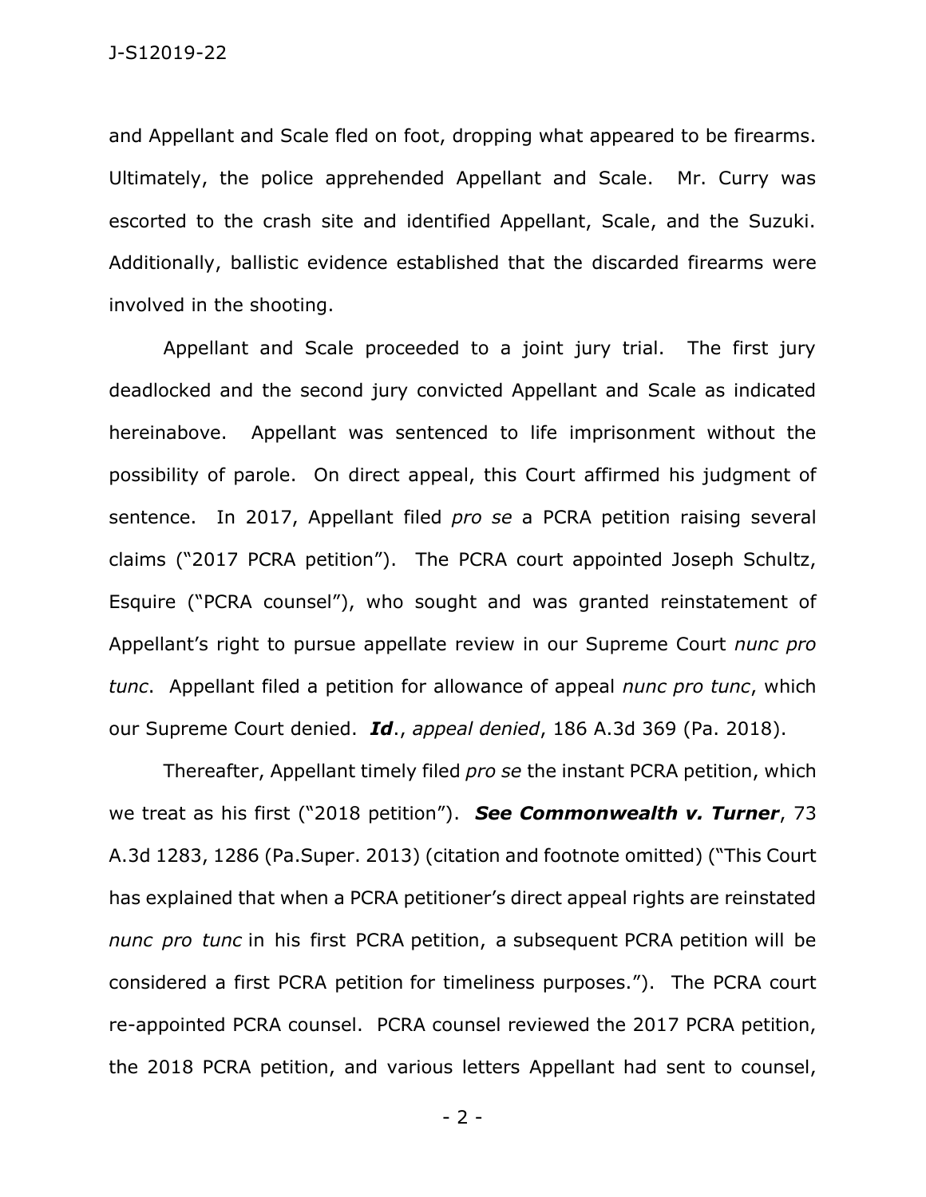and Appellant and Scale fled on foot, dropping what appeared to be firearms. Ultimately, the police apprehended Appellant and Scale. Mr. Curry was escorted to the crash site and identified Appellant, Scale, and the Suzuki. Additionally, ballistic evidence established that the discarded firearms were involved in the shooting.

Appellant and Scale proceeded to a joint jury trial. The first jury deadlocked and the second jury convicted Appellant and Scale as indicated hereinabove. Appellant was sentenced to life imprisonment without the possibility of parole. On direct appeal, this Court affirmed his judgment of sentence. In 2017, Appellant filed *pro se* a PCRA petition raising several claims ("2017 PCRA petition"). The PCRA court appointed Joseph Schultz, Esquire ("PCRA counsel"), who sought and was granted reinstatement of Appellant's right to pursue appellate review in our Supreme Court *nunc pro tunc*. Appellant filed a petition for allowance of appeal *nunc pro tunc*, which our Supreme Court denied. ***Id***., *appeal denied*, 186 A.3d 369 (Pa. 2018).

Thereafter, Appellant timely filed *pro se* the instant PCRA petition, which we treat as his first ("2018 petition"). ***See Commonwealth v. Turner***, 73 A.3d 1283, 1286 (Pa.Super. 2013) (citation and footnote omitted) ("This Court has explained that when a PCRA petitioner's direct appeal rights are reinstated *nunc pro tunc* in his first PCRA petition, a subsequent PCRA petition will be considered a first PCRA petition for timeliness purposes."). The PCRA court re-appointed PCRA counsel. PCRA counsel reviewed the 2017 PCRA petition, the 2018 PCRA petition, and various letters Appellant had sent to counsel,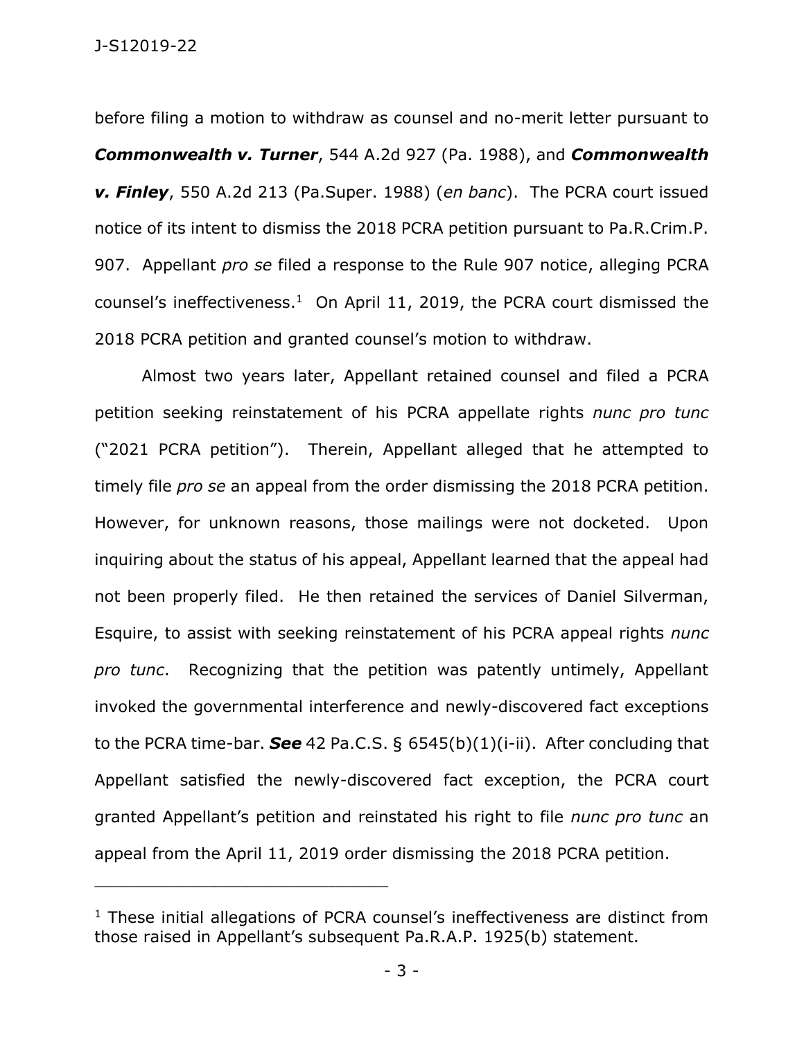before filing a motion to withdraw as counsel and no-merit letter pursuant to ***Commonwealth v. Turner***, 544 A.2d 927 (Pa. 1988), and ***Commonwealth v. Finley***, 550 A.2d 213 (Pa.Super. 1988) (*en banc*). The PCRA court issued notice of its intent to dismiss the 2018 PCRA petition pursuant to Pa.R.Crim.P. 907. Appellant *pro se* filed a response to the Rule 907 notice, alleging PCRA counsel's ineffectiveness.[1] On April 11, 2019, the PCRA court dismissed the 2018 PCRA petition and granted counsel's motion to withdraw.

Almost two years later, Appellant retained counsel and filed a PCRA petition seeking reinstatement of his PCRA appellate rights *nunc pro tunc* ("2021 PCRA petition"). Therein, Appellant alleged that he attempted to timely file *pro se* an appeal from the order dismissing the 2018 PCRA petition. However, for unknown reasons, those mailings were not docketed. Upon inquiring about the status of his appeal, Appellant learned that the appeal had not been properly filed. He then retained the services of Daniel Silverman, Esquire, to assist with seeking reinstatement of his PCRA appeal rights *nunc pro tunc*. Recognizing that the petition was patently untimely, Appellant invoked the governmental interference and newly-discovered fact exceptions to the PCRA time-bar. ***See*** 42 Pa.C.S. § 6545(b)(1)(i-ii). After concluding that Appellant satisfied the newly-discovered fact exception, the PCRA court granted Appellant's petition and reinstated his right to file *nunc pro tunc* an appeal from the April 11, 2019 order dismissing the 2018 PCRA petition.

---

[1] These initial allegations of PCRA counsel's ineffectiveness are distinct from those raised in Appellant's subsequent Pa.R.A.P. 1925(b) statement.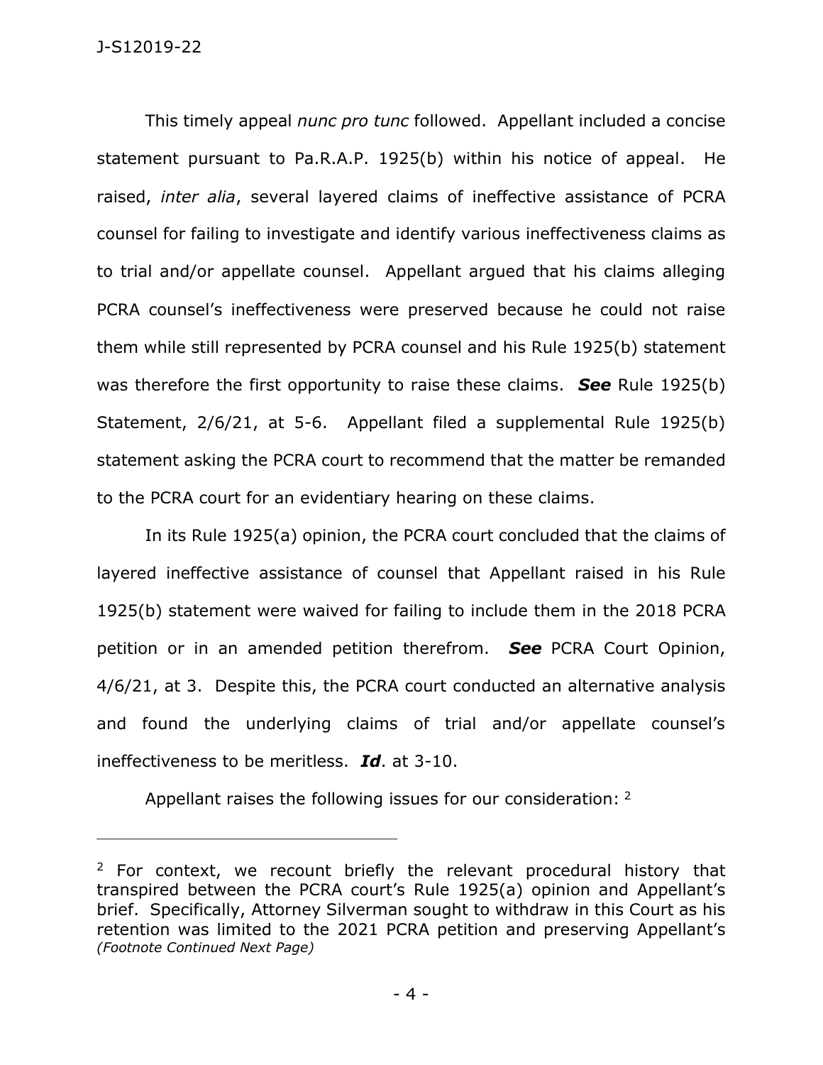This timely appeal *nunc pro tunc* followed. Appellant included a concise statement pursuant to Pa.R.A.P. 1925(b) within his notice of appeal. He raised, *inter alia*, several layered claims of ineffective assistance of PCRA counsel for failing to investigate and identify various ineffectiveness claims as to trial and/or appellate counsel. Appellant argued that his claims alleging PCRA counsel's ineffectiveness were preserved because he could not raise them while still represented by PCRA counsel and his Rule 1925(b) statement was therefore the first opportunity to raise these claims. ***See*** Rule 1925(b) Statement, 2/6/21, at 5-6. Appellant filed a supplemental Rule 1925(b) statement asking the PCRA court to recommend that the matter be remanded to the PCRA court for an evidentiary hearing on these claims.

In its Rule 1925(a) opinion, the PCRA court concluded that the claims of layered ineffective assistance of counsel that Appellant raised in his Rule 1925(b) statement were waived for failing to include them in the 2018 PCRA petition or in an amended petition therefrom. ***See*** PCRA Court Opinion, 4/6/21, at 3. Despite this, the PCRA court conducted an alternative analysis and found the underlying claims of trial and/or appellate counsel's ineffectiveness to be meritless. ***Id***. at 3-10.

Appellant raises the following issues for our consideration: [2]

---

[2] For context, we recount briefly the relevant procedural history that transpired between the PCRA court's Rule 1925(a) opinion and Appellant's brief. Specifically, Attorney Silverman sought to withdraw in this Court as his retention was limited to the 2021 PCRA petition and preserving Appellant's *(Footnote Continued Next Page)*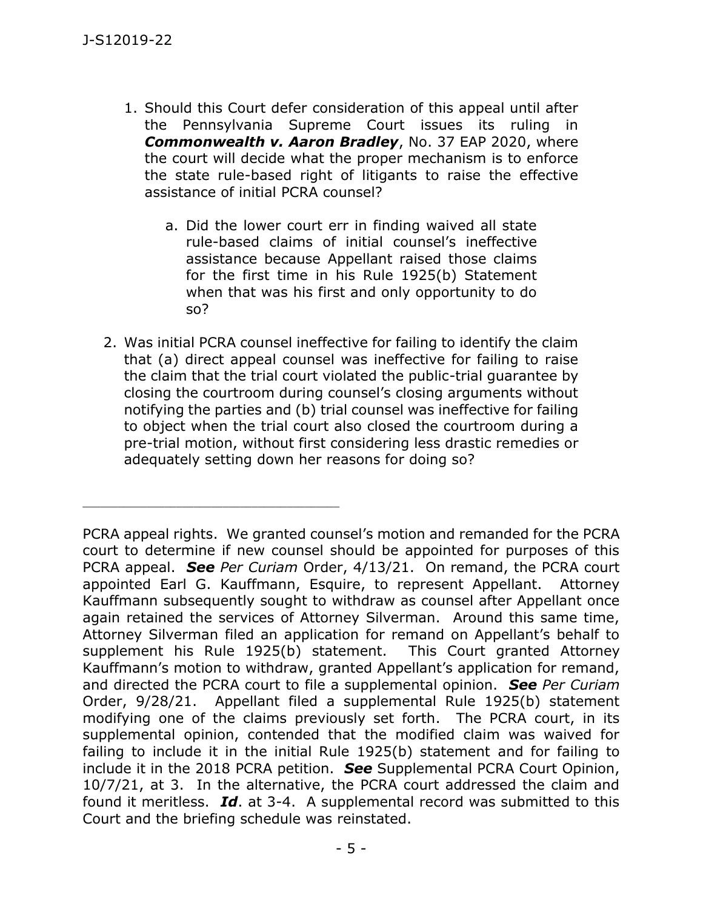1. Should this Court defer consideration of this appeal until after the Pennsylvania Supreme Court issues its ruling in ***Commonwealth v. Aaron Bradley***, No. 37 EAP 2020, where the court will decide what the proper mechanism is to enforce the state rule-based right of litigants to raise the effective assistance of initial PCRA counsel?

    a. Did the lower court err in finding waived all state rule-based claims of initial counsel's ineffective assistance because Appellant raised those claims for the first time in his Rule 1925(b) Statement when that was his first and only opportunity to do so?

2. Was initial PCRA counsel ineffective for failing to identify the claim that (a) direct appeal counsel was ineffective for failing to raise the claim that the trial court violated the public-trial guarantee by closing the courtroom during counsel's closing arguments without notifying the parties and (b) trial counsel was ineffective for failing to object when the trial court also closed the courtroom during a pre-trial motion, without first considering less drastic remedies or adequately setting down her reasons for doing so?

---

PCRA appeal rights. We granted counsel's motion and remanded for the PCRA court to determine if new counsel should be appointed for purposes of this PCRA appeal. ***See*** *Per Curiam* Order, 4/13/21. On remand, the PCRA court appointed Earl G. Kauffmann, Esquire, to represent Appellant. Attorney Kauffmann subsequently sought to withdraw as counsel after Appellant once again retained the services of Attorney Silverman. Around this same time, Attorney Silverman filed an application for remand on Appellant's behalf to supplement his Rule 1925(b) statement. This Court granted Attorney Kauffmann's motion to withdraw, granted Appellant's application for remand, and directed the PCRA court to file a supplemental opinion. ***See*** *Per Curiam* Order, 9/28/21. Appellant filed a supplemental Rule 1925(b) statement modifying one of the claims previously set forth. The PCRA court, in its supplemental opinion, contended that the modified claim was waived for failing to include it in the initial Rule 1925(b) statement and for failing to include it in the 2018 PCRA petition. ***See*** Supplemental PCRA Court Opinion, 10/7/21, at 3. In the alternative, the PCRA court addressed the claim and found it meritless. ***Id***. at 3-4. A supplemental record was submitted to this Court and the briefing schedule was reinstated.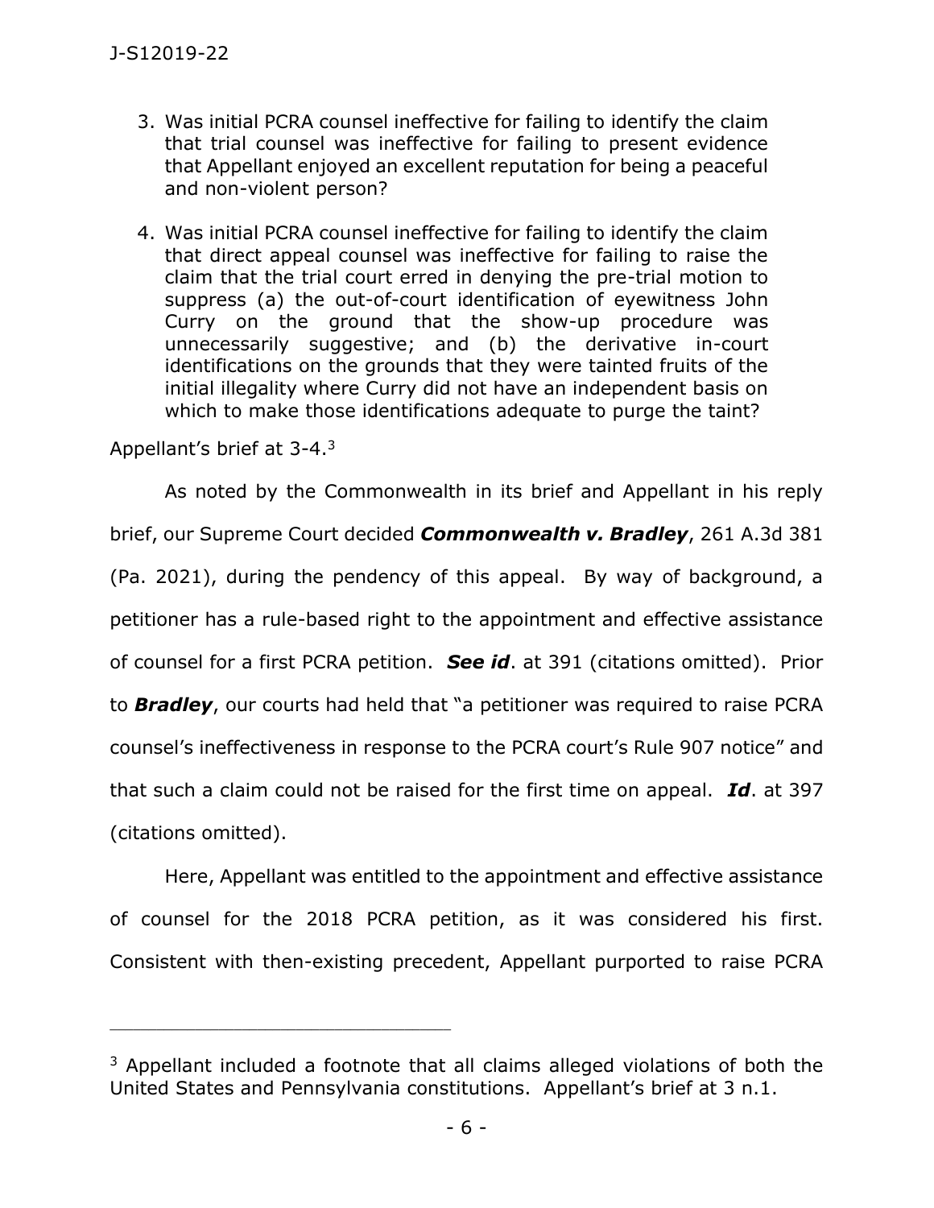3. Was initial PCRA counsel ineffective for failing to identify the claim that trial counsel was ineffective for failing to present evidence that Appellant enjoyed an excellent reputation for being a peaceful and non-violent person?

4. Was initial PCRA counsel ineffective for failing to identify the claim that direct appeal counsel was ineffective for failing to raise the claim that the trial court erred in denying the pre-trial motion to suppress (a) the out-of-court identification of eyewitness John Curry on the ground that the show-up procedure was unnecessarily suggestive; and (b) the derivative in-court identifications on the grounds that they were tainted fruits of the initial illegality where Curry did not have an independent basis on which to make those identifications adequate to purge the taint?

Appellant's brief at 3-4.[3]

As noted by the Commonwealth in its brief and Appellant in his reply brief, our Supreme Court decided ***Commonwealth v. Bradley***, 261 A.3d 381 (Pa. 2021), during the pendency of this appeal. By way of background, a petitioner has a rule-based right to the appointment and effective assistance of counsel for a first PCRA petition. ***See id***. at 391 (citations omitted). Prior to ***Bradley***, our courts had held that "a petitioner was required to raise PCRA counsel's ineffectiveness in response to the PCRA court's Rule 907 notice" and that such a claim could not be raised for the first time on appeal. ***Id***. at 397 (citations omitted).

Here, Appellant was entitled to the appointment and effective assistance of counsel for the 2018 PCRA petition, as it was considered his first. Consistent with then-existing precedent, Appellant purported to raise PCRA

---

[3] Appellant included a footnote that all claims alleged violations of both the United States and Pennsylvania constitutions. Appellant's brief at 3 n.1.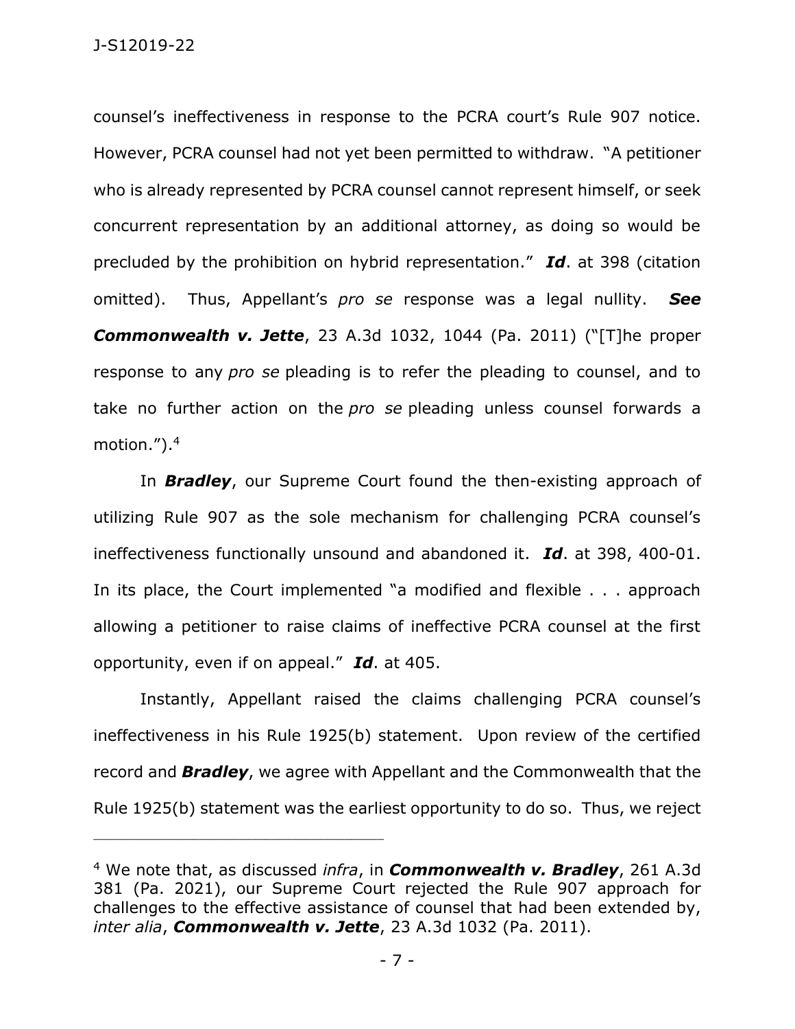counsel's ineffectiveness in response to the PCRA court's Rule 907 notice. However, PCRA counsel had not yet been permitted to withdraw. "A petitioner who is already represented by PCRA counsel cannot represent himself, or seek concurrent representation by an additional attorney, as doing so would be precluded by the prohibition on hybrid representation." ***Id***. at 398 (citation omitted). Thus, Appellant's *pro se* response was a legal nullity. ***See Commonwealth v. Jette***, 23 A.3d 1032, 1044 (Pa. 2011) ("[T]he proper response to any *pro se* pleading is to refer the pleading to counsel, and to take no further action on the *pro se* pleading unless counsel forwards a motion.").[4]

In ***Bradley***, our Supreme Court found the then-existing approach of utilizing Rule 907 as the sole mechanism for challenging PCRA counsel's ineffectiveness functionally unsound and abandoned it. ***Id***. at 398, 400-01. In its place, the Court implemented "a modified and flexible . . . approach allowing a petitioner to raise claims of ineffective PCRA counsel at the first opportunity, even if on appeal." ***Id***. at 405.

Instantly, Appellant raised the claims challenging PCRA counsel's ineffectiveness in his Rule 1925(b) statement. Upon review of the certified record and ***Bradley***, we agree with Appellant and the Commonwealth that the Rule 1925(b) statement was the earliest opportunity to do so. Thus, we reject

---

[4] We note that, as discussed *infra*, in ***Commonwealth v. Bradley***, 261 A.3d 381 (Pa. 2021), our Supreme Court rejected the Rule 907 approach for challenges to the effective assistance of counsel that had been extended by, *inter alia*, ***Commonwealth v. Jette***, 23 A.3d 1032 (Pa. 2011).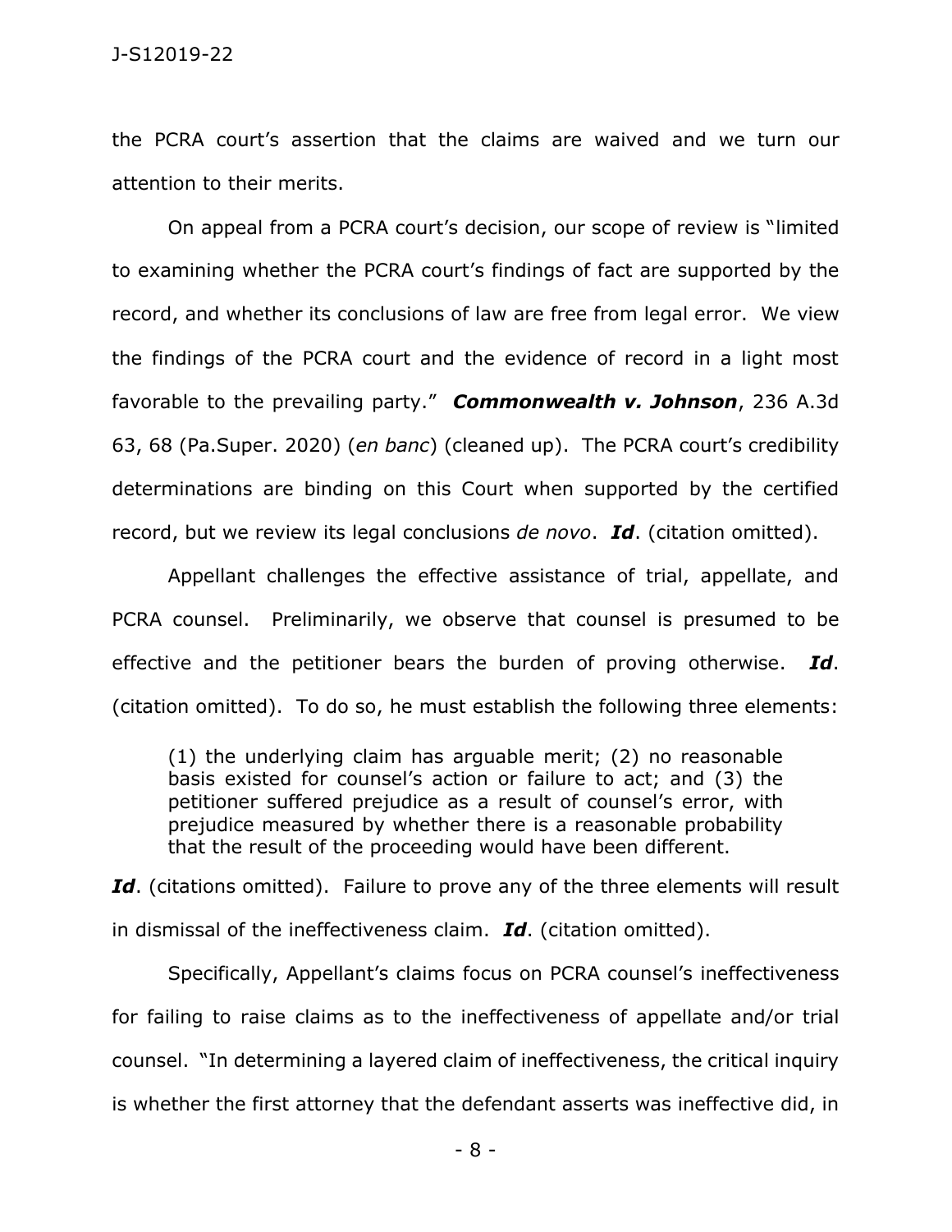the PCRA court's assertion that the claims are waived and we turn our attention to their merits.

On appeal from a PCRA court's decision, our scope of review is "limited to examining whether the PCRA court's findings of fact are supported by the record, and whether its conclusions of law are free from legal error. We view the findings of the PCRA court and the evidence of record in a light most favorable to the prevailing party." ***Commonwealth v. Johnson***, 236 A.3d 63, 68 (Pa.Super. 2020) (*en banc*) (cleaned up). The PCRA court's credibility determinations are binding on this Court when supported by the certified record, but we review its legal conclusions *de novo*. ***Id***. (citation omitted).

Appellant challenges the effective assistance of trial, appellate, and PCRA counsel. Preliminarily, we observe that counsel is presumed to be effective and the petitioner bears the burden of proving otherwise. ***Id***. (citation omitted). To do so, he must establish the following three elements:

> (1) the underlying claim has arguable merit; (2) no reasonable basis existed for counsel's action or failure to act; and (3) the petitioner suffered prejudice as a result of counsel's error, with prejudice measured by whether there is a reasonable probability that the result of the proceeding would have been different.

***Id***. (citations omitted). Failure to prove any of the three elements will result in dismissal of the ineffectiveness claim. ***Id***. (citation omitted).

Specifically, Appellant's claims focus on PCRA counsel's ineffectiveness for failing to raise claims as to the ineffectiveness of appellate and/or trial counsel. "In determining a layered claim of ineffectiveness, the critical inquiry is whether the first attorney that the defendant asserts was ineffective did, in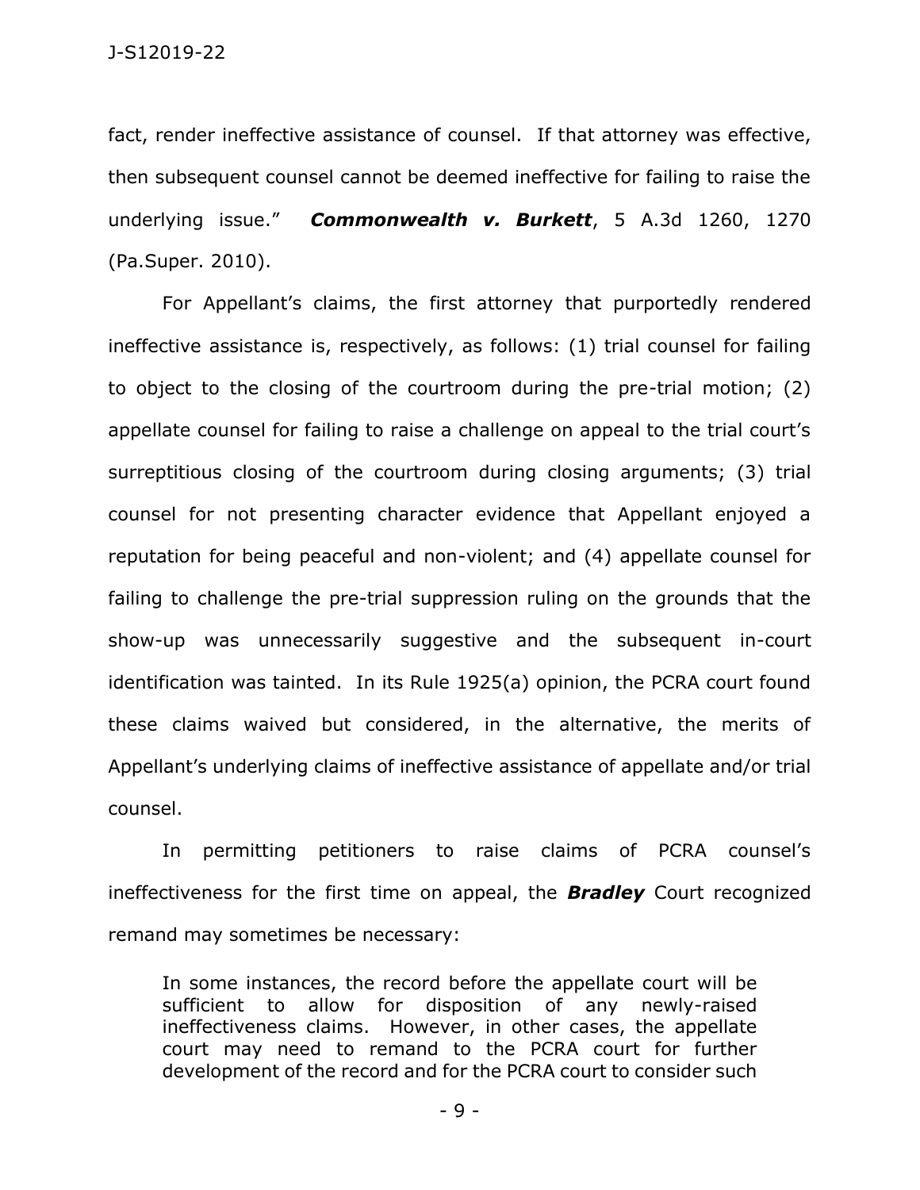fact, render ineffective assistance of counsel. If that attorney was effective, then subsequent counsel cannot be deemed ineffective for failing to raise the underlying issue." ***Commonwealth v. Burkett***, 5 A.3d 1260, 1270 (Pa.Super. 2010).

For Appellant's claims, the first attorney that purportedly rendered ineffective assistance is, respectively, as follows: (1) trial counsel for failing to object to the closing of the courtroom during the pre-trial motion; (2) appellate counsel for failing to raise a challenge on appeal to the trial court's surreptitious closing of the courtroom during closing arguments; (3) trial counsel for not presenting character evidence that Appellant enjoyed a reputation for being peaceful and non-violent; and (4) appellate counsel for failing to challenge the pre-trial suppression ruling on the grounds that the show-up was unnecessarily suggestive and the subsequent in-court identification was tainted. In its Rule 1925(a) opinion, the PCRA court found these claims waived but considered, in the alternative, the merits of Appellant's underlying claims of ineffective assistance of appellate and/or trial counsel.

In permitting petitioners to raise claims of PCRA counsel's ineffectiveness for the first time on appeal, the ***Bradley*** Court recognized remand may sometimes be necessary:

> In some instances, the record before the appellate court will be sufficient to allow for disposition of any newly-raised ineffectiveness claims. However, in other cases, the appellate court may need to remand to the PCRA court for further development of the record and for the PCRA court to consider such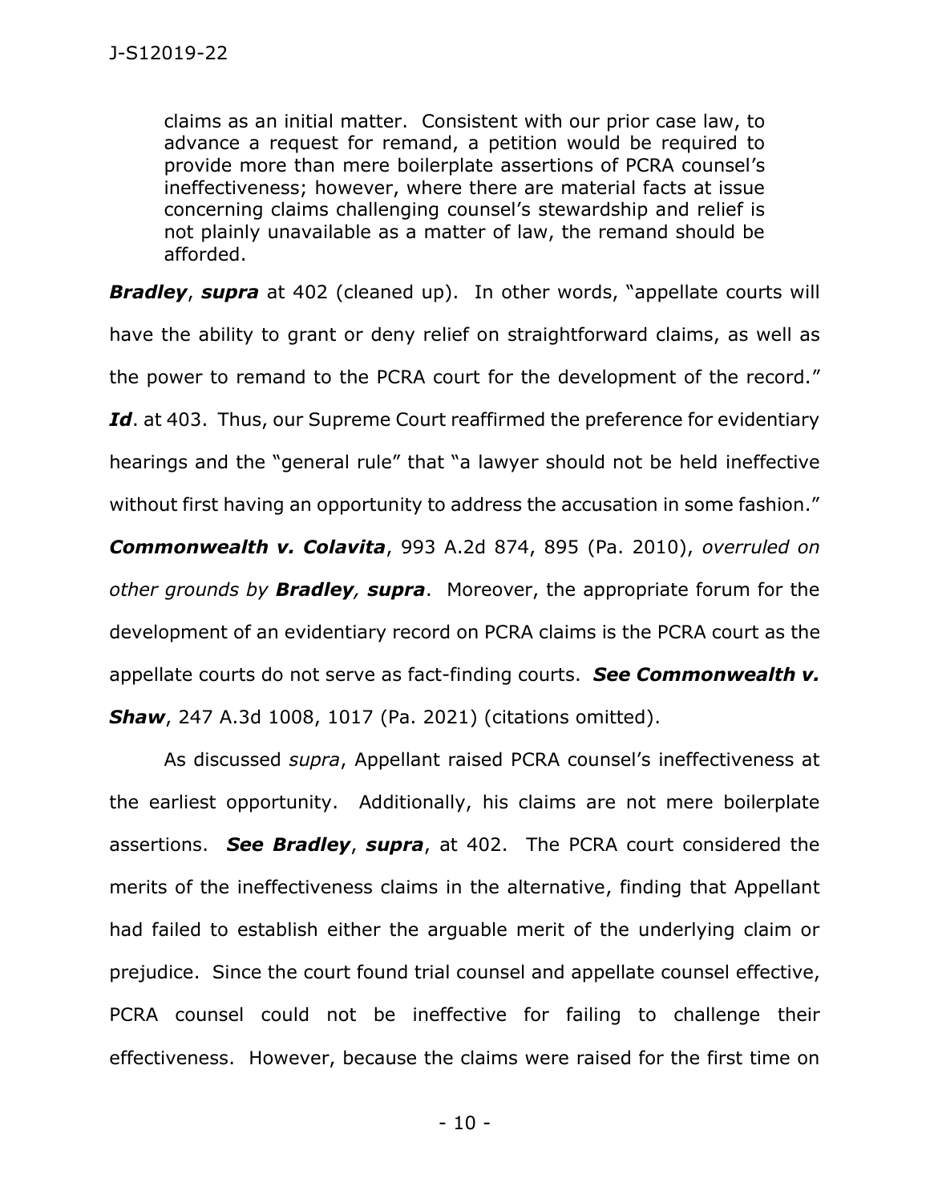> claims as an initial matter. Consistent with our prior case law, to advance a request for remand, a petition would be required to provide more than mere boilerplate assertions of PCRA counsel's ineffectiveness; however, where there are material facts at issue concerning claims challenging counsel's stewardship and relief is not plainly unavailable as a matter of law, the remand should be afforded.

***Bradley***, ***supra*** at 402 (cleaned up). In other words, "appellate courts will have the ability to grant or deny relief on straightforward claims, as well as the power to remand to the PCRA court for the development of the record." ***Id***. at 403. Thus, our Supreme Court reaffirmed the preference for evidentiary hearings and the "general rule" that "a lawyer should not be held ineffective without first having an opportunity to address the accusation in some fashion." ***Commonwealth v. Colavita***, 993 A.2d 874, 895 (Pa. 2010), *overruled on other grounds by* ***Bradley, supra***. Moreover, the appropriate forum for the development of an evidentiary record on PCRA claims is the PCRA court as the appellate courts do not serve as fact-finding courts. ***See Commonwealth v. Shaw***, 247 A.3d 1008, 1017 (Pa. 2021) (citations omitted).

As discussed *supra*, Appellant raised PCRA counsel's ineffectiveness at the earliest opportunity. Additionally, his claims are not mere boilerplate assertions. ***See Bradley***, ***supra***, at 402. The PCRA court considered the merits of the ineffectiveness claims in the alternative, finding that Appellant had failed to establish either the arguable merit of the underlying claim or prejudice. Since the court found trial counsel and appellate counsel effective, PCRA counsel could not be ineffective for failing to challenge their effectiveness. However, because the claims were raised for the first time on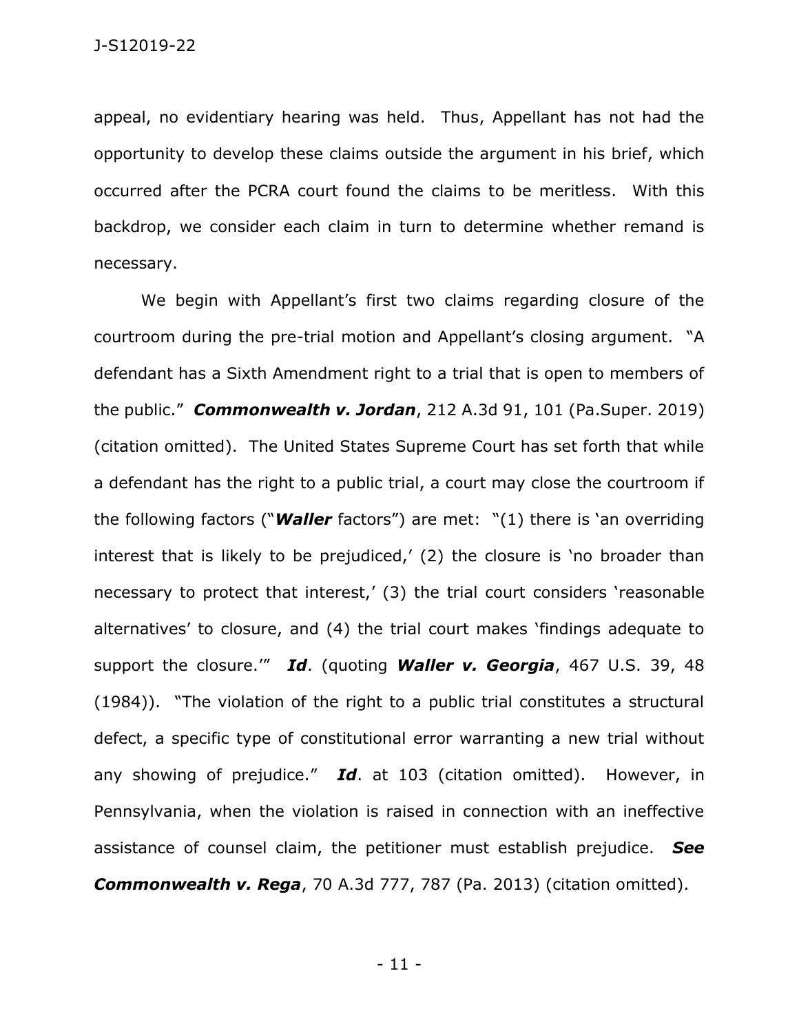appeal, no evidentiary hearing was held. Thus, Appellant has not had the opportunity to develop these claims outside the argument in his brief, which occurred after the PCRA court found the claims to be meritless. With this backdrop, we consider each claim in turn to determine whether remand is necessary.

We begin with Appellant's first two claims regarding closure of the courtroom during the pre-trial motion and Appellant's closing argument. "A defendant has a Sixth Amendment right to a trial that is open to members of the public." ***Commonwealth v. Jordan***, 212 A.3d 91, 101 (Pa.Super. 2019) (citation omitted). The United States Supreme Court has set forth that while a defendant has the right to a public trial, a court may close the courtroom if the following factors ("***Waller*** factors") are met: "(1) there is 'an overriding interest that is likely to be prejudiced,' (2) the closure is 'no broader than necessary to protect that interest,' (3) the trial court considers 'reasonable alternatives' to closure, and (4) the trial court makes 'findings adequate to support the closure.'" ***Id***. (quoting ***Waller v. Georgia***, 467 U.S. 39, 48 (1984)). "The violation of the right to a public trial constitutes a structural defect, a specific type of constitutional error warranting a new trial without any showing of prejudice." ***Id***. at 103 (citation omitted). However, in Pennsylvania, when the violation is raised in connection with an ineffective assistance of counsel claim, the petitioner must establish prejudice. ***See Commonwealth v. Rega***, 70 A.3d 777, 787 (Pa. 2013) (citation omitted).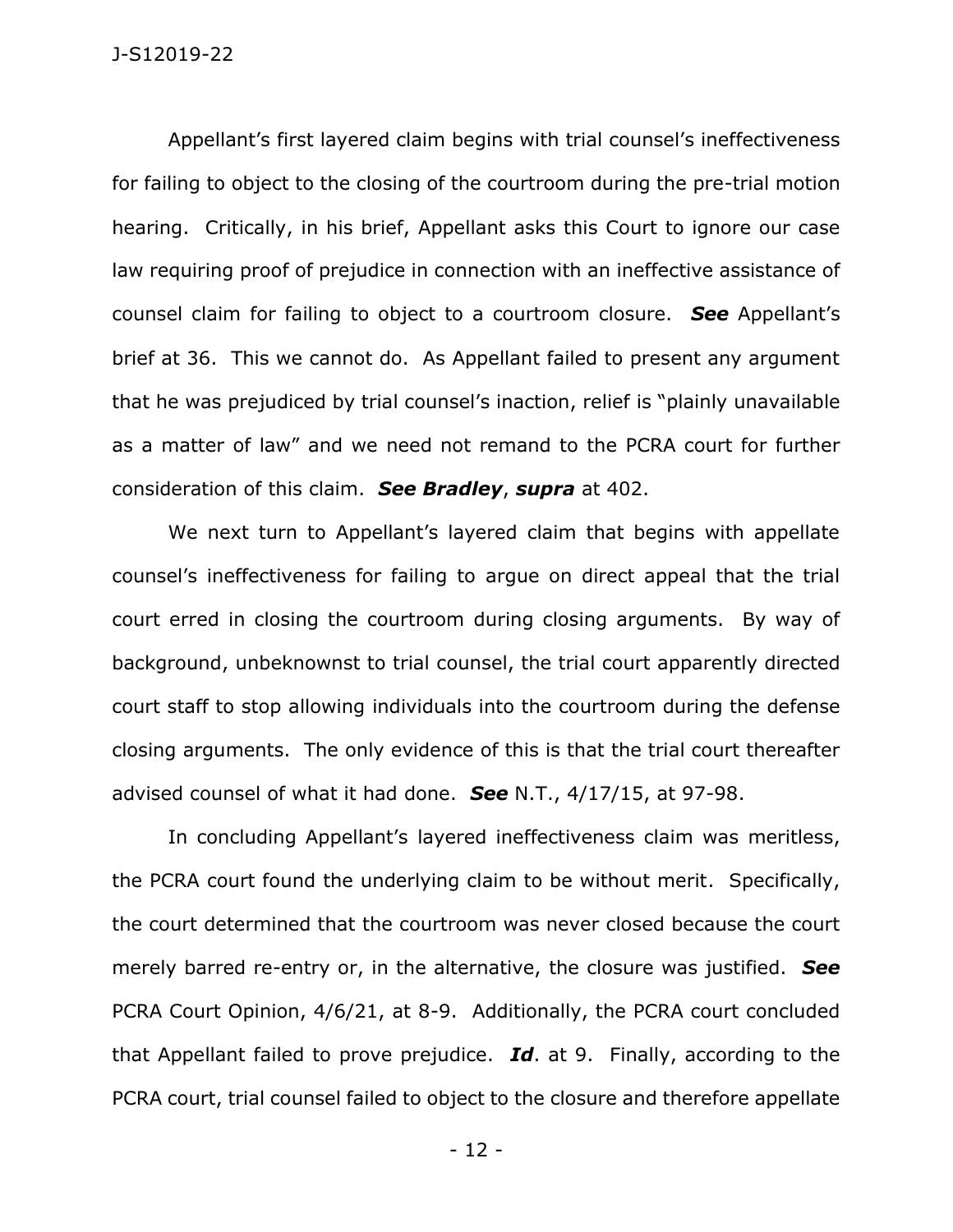Appellant's first layered claim begins with trial counsel's ineffectiveness for failing to object to the closing of the courtroom during the pre-trial motion hearing. Critically, in his brief, Appellant asks this Court to ignore our case law requiring proof of prejudice in connection with an ineffective assistance of counsel claim for failing to object to a courtroom closure. ***See*** Appellant's brief at 36. This we cannot do. As Appellant failed to present any argument that he was prejudiced by trial counsel's inaction, relief is "plainly unavailable as a matter of law" and we need not remand to the PCRA court for further consideration of this claim. ***See Bradley***, ***supra*** at 402.

We next turn to Appellant's layered claim that begins with appellate counsel's ineffectiveness for failing to argue on direct appeal that the trial court erred in closing the courtroom during closing arguments. By way of background, unbeknownst to trial counsel, the trial court apparently directed court staff to stop allowing individuals into the courtroom during the defense closing arguments. The only evidence of this is that the trial court thereafter advised counsel of what it had done. ***See*** N.T., 4/17/15, at 97-98.

In concluding Appellant's layered ineffectiveness claim was meritless, the PCRA court found the underlying claim to be without merit. Specifically, the court determined that the courtroom was never closed because the court merely barred re-entry or, in the alternative, the closure was justified. ***See*** PCRA Court Opinion, 4/6/21, at 8-9. Additionally, the PCRA court concluded that Appellant failed to prove prejudice. ***Id***. at 9. Finally, according to the PCRA court, trial counsel failed to object to the closure and therefore appellate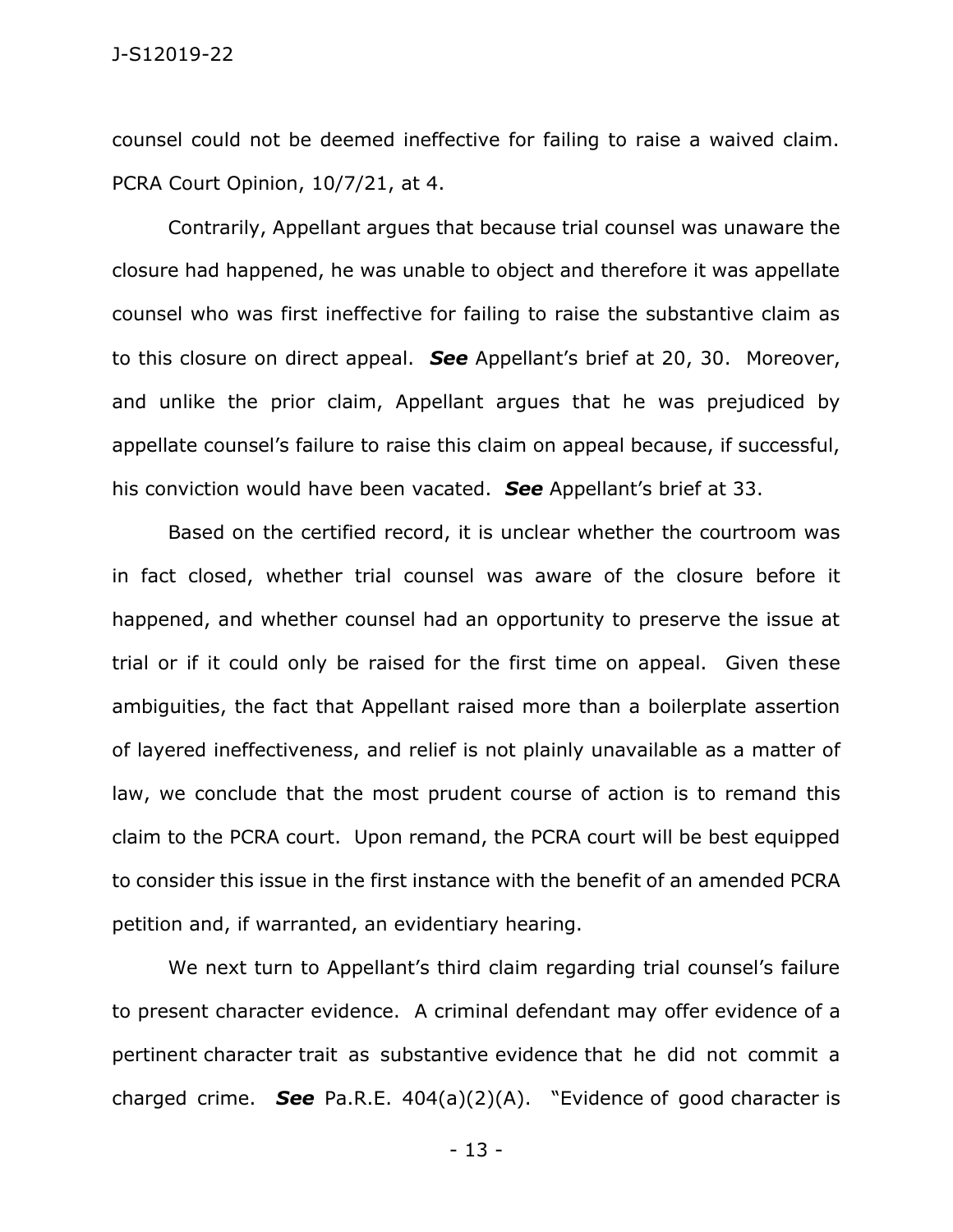counsel could not be deemed ineffective for failing to raise a waived claim. PCRA Court Opinion, 10/7/21, at 4.

Contrarily, Appellant argues that because trial counsel was unaware the closure had happened, he was unable to object and therefore it was appellate counsel who was first ineffective for failing to raise the substantive claim as to this closure on direct appeal. ***See*** Appellant's brief at 20, 30. Moreover, and unlike the prior claim, Appellant argues that he was prejudiced by appellate counsel's failure to raise this claim on appeal because, if successful, his conviction would have been vacated. ***See*** Appellant's brief at 33.

Based on the certified record, it is unclear whether the courtroom was in fact closed, whether trial counsel was aware of the closure before it happened, and whether counsel had an opportunity to preserve the issue at trial or if it could only be raised for the first time on appeal. Given these ambiguities, the fact that Appellant raised more than a boilerplate assertion of layered ineffectiveness, and relief is not plainly unavailable as a matter of law, we conclude that the most prudent course of action is to remand this claim to the PCRA court. Upon remand, the PCRA court will be best equipped to consider this issue in the first instance with the benefit of an amended PCRA petition and, if warranted, an evidentiary hearing.

We next turn to Appellant's third claim regarding trial counsel's failure to present character evidence. A criminal defendant may offer evidence of a pertinent character trait as substantive evidence that he did not commit a charged crime. ***See*** Pa.R.E. 404(a)(2)(A). "Evidence of good character is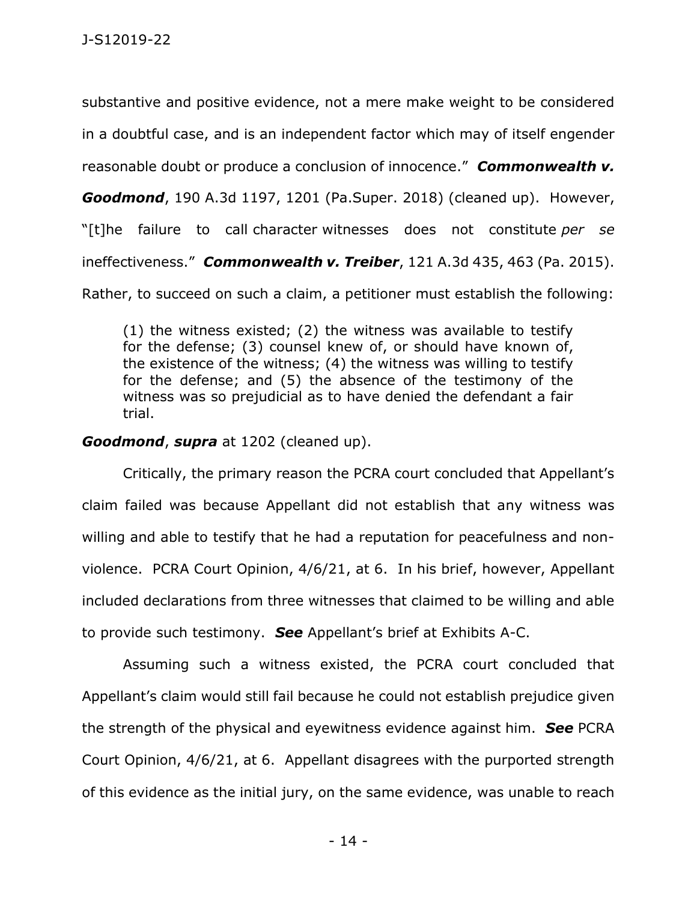substantive and positive evidence, not a mere make weight to be considered in a doubtful case, and is an independent factor which may of itself engender reasonable doubt or produce a conclusion of innocence." ***Commonwealth v. Goodmond***, 190 A.3d 1197, 1201 (Pa.Super. 2018) (cleaned up). However, "[t]he failure to call character witnesses does not constitute *per se* ineffectiveness." ***Commonwealth v. Treiber***, 121 A.3d 435, 463 (Pa. 2015). Rather, to succeed on such a claim, a petitioner must establish the following:

> (1) the witness existed; (2) the witness was available to testify for the defense; (3) counsel knew of, or should have known of, the existence of the witness; (4) the witness was willing to testify for the defense; and (5) the absence of the testimony of the witness was so prejudicial as to have denied the defendant a fair trial.

***Goodmond***, ***supra*** at 1202 (cleaned up).

Critically, the primary reason the PCRA court concluded that Appellant's claim failed was because Appellant did not establish that any witness was willing and able to testify that he had a reputation for peacefulness and non-violence. PCRA Court Opinion, 4/6/21, at 6. In his brief, however, Appellant included declarations from three witnesses that claimed to be willing and able to provide such testimony. ***See*** Appellant's brief at Exhibits A-C.

Assuming such a witness existed, the PCRA court concluded that Appellant's claim would still fail because he could not establish prejudice given the strength of the physical and eyewitness evidence against him. ***See*** PCRA Court Opinion, 4/6/21, at 6. Appellant disagrees with the purported strength of this evidence as the initial jury, on the same evidence, was unable to reach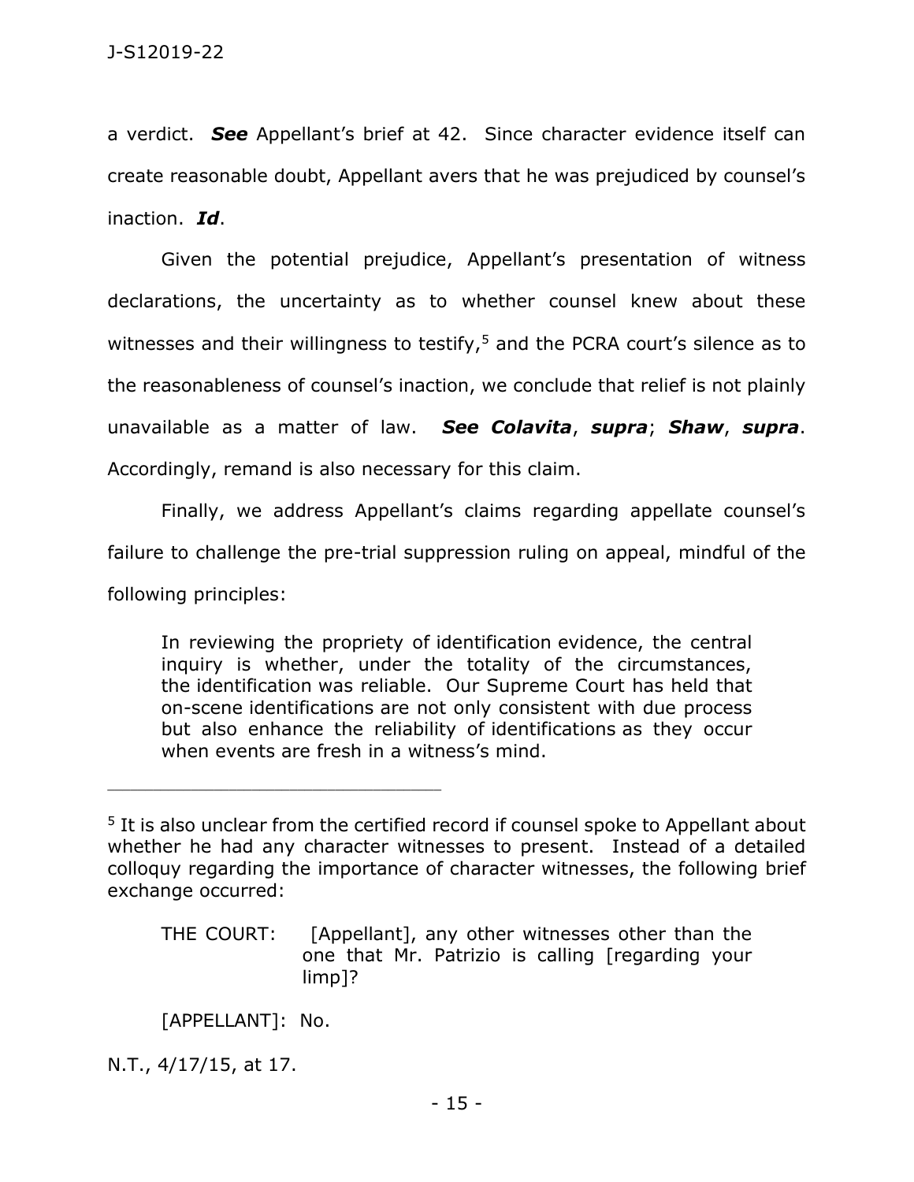a verdict. ***See*** Appellant's brief at 42. Since character evidence itself can create reasonable doubt, Appellant avers that he was prejudiced by counsel's inaction. ***Id***.

Given the potential prejudice, Appellant's presentation of witness declarations, the uncertainty as to whether counsel knew about these witnesses and their willingness to testify,[5] and the PCRA court's silence as to the reasonableness of counsel's inaction, we conclude that relief is not plainly unavailable as a matter of law. ***See Colavita***, ***supra***; ***Shaw***, ***supra***. Accordingly, remand is also necessary for this claim.

Finally, we address Appellant's claims regarding appellate counsel's failure to challenge the pre-trial suppression ruling on appeal, mindful of the following principles:

> In reviewing the propriety of identification evidence, the central inquiry is whether, under the totality of the circumstances, the identification was reliable. Our Supreme Court has held that on-scene identifications are not only consistent with due process but also enhance the reliability of identifications as they occur when events are fresh in a witness's mind.

---

[5] It is also unclear from the certified record if counsel spoke to Appellant about whether he had any character witnesses to present. Instead of a detailed colloquy regarding the importance of character witnesses, the following brief exchange occurred:

> THE COURT: [Appellant], any other witnesses other than the one that Mr. Patrizio is calling [regarding your limp]?
>
> [APPELLANT]: No.

N.T., 4/17/15, at 17.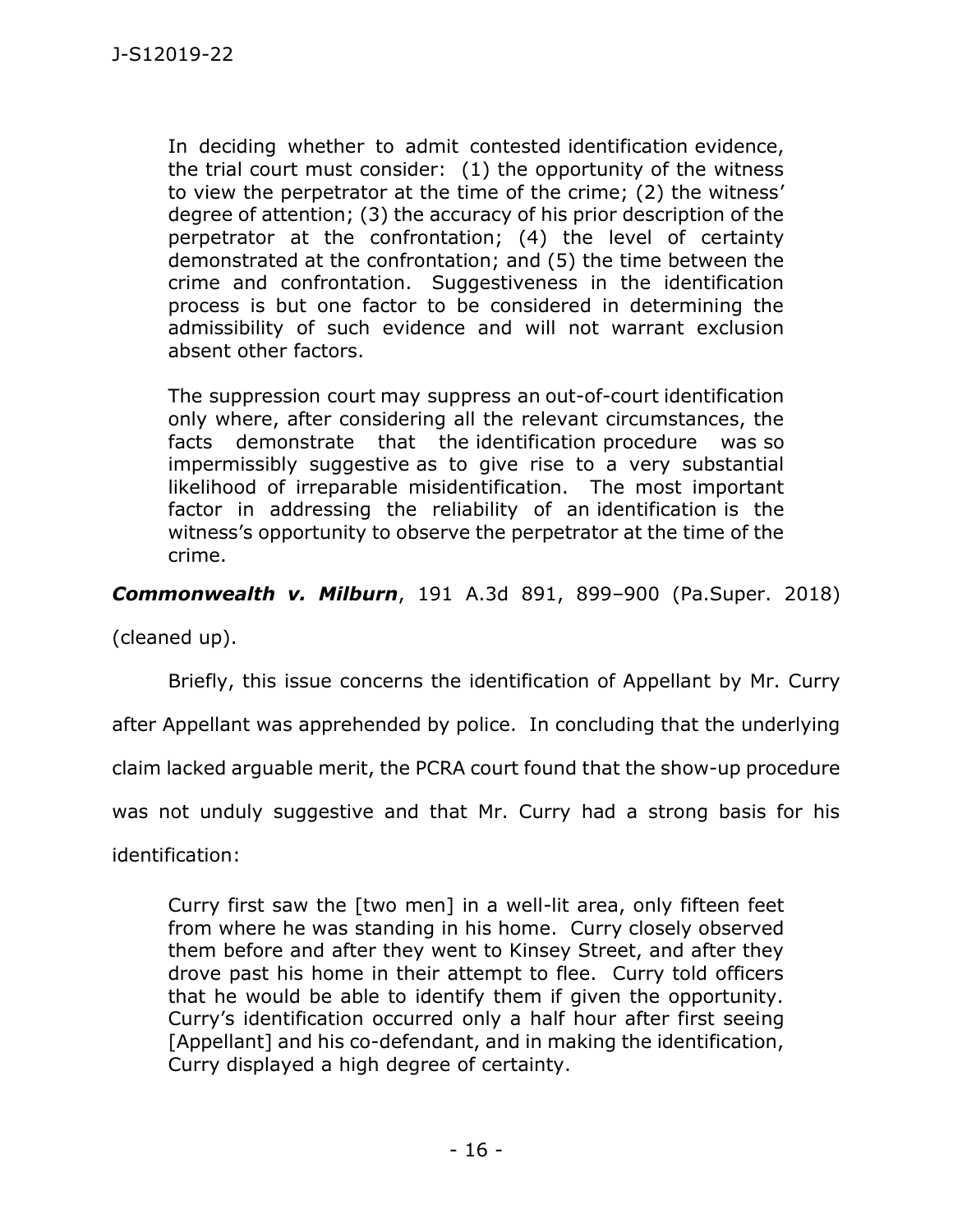> In deciding whether to admit contested identification evidence, the trial court must consider: (1) the opportunity of the witness to view the perpetrator at the time of the crime; (2) the witness' degree of attention; (3) the accuracy of his prior description of the perpetrator at the confrontation; (4) the level of certainty demonstrated at the confrontation; and (5) the time between the crime and confrontation. Suggestiveness in the identification process is but one factor to be considered in determining the admissibility of such evidence and will not warrant exclusion absent other factors.
>
> The suppression court may suppress an out-of-court identification only where, after considering all the relevant circumstances, the facts demonstrate that the identification procedure was so impermissibly suggestive as to give rise to a very substantial likelihood of irreparable misidentification. The most important factor in addressing the reliability of an identification is the witness's opportunity to observe the perpetrator at the time of the crime.

***Commonwealth v. Milburn***, 191 A.3d 891, 899–900 (Pa.Super. 2018) (cleaned up).

Briefly, this issue concerns the identification of Appellant by Mr. Curry after Appellant was apprehended by police. In concluding that the underlying claim lacked arguable merit, the PCRA court found that the show-up procedure was not unduly suggestive and that Mr. Curry had a strong basis for his identification:

> Curry first saw the [two men] in a well-lit area, only fifteen feet from where he was standing in his home. Curry closely observed them before and after they went to Kinsey Street, and after they drove past his home in their attempt to flee. Curry told officers that he would be able to identify them if given the opportunity. Curry's identification occurred only a half hour after first seeing [Appellant] and his co-defendant, and in making the identification, Curry displayed a high degree of certainty.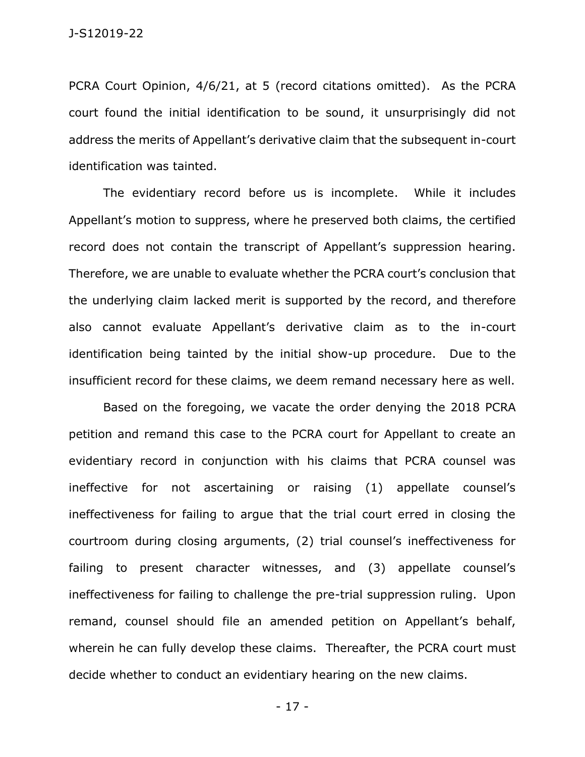PCRA Court Opinion, 4/6/21, at 5 (record citations omitted). As the PCRA court found the initial identification to be sound, it unsurprisingly did not address the merits of Appellant's derivative claim that the subsequent in-court identification was tainted.

The evidentiary record before us is incomplete. While it includes Appellant's motion to suppress, where he preserved both claims, the certified record does not contain the transcript of Appellant's suppression hearing. Therefore, we are unable to evaluate whether the PCRA court's conclusion that the underlying claim lacked merit is supported by the record, and therefore also cannot evaluate Appellant's derivative claim as to the in-court identification being tainted by the initial show-up procedure. Due to the insufficient record for these claims, we deem remand necessary here as well.

Based on the foregoing, we vacate the order denying the 2018 PCRA petition and remand this case to the PCRA court for Appellant to create an evidentiary record in conjunction with his claims that PCRA counsel was ineffective for not ascertaining or raising (1) appellate counsel's ineffectiveness for failing to argue that the trial court erred in closing the courtroom during closing arguments, (2) trial counsel's ineffectiveness for failing to present character witnesses, and (3) appellate counsel's ineffectiveness for failing to challenge the pre-trial suppression ruling. Upon remand, counsel should file an amended petition on Appellant's behalf, wherein he can fully develop these claims. Thereafter, the PCRA court must decide whether to conduct an evidentiary hearing on the new claims.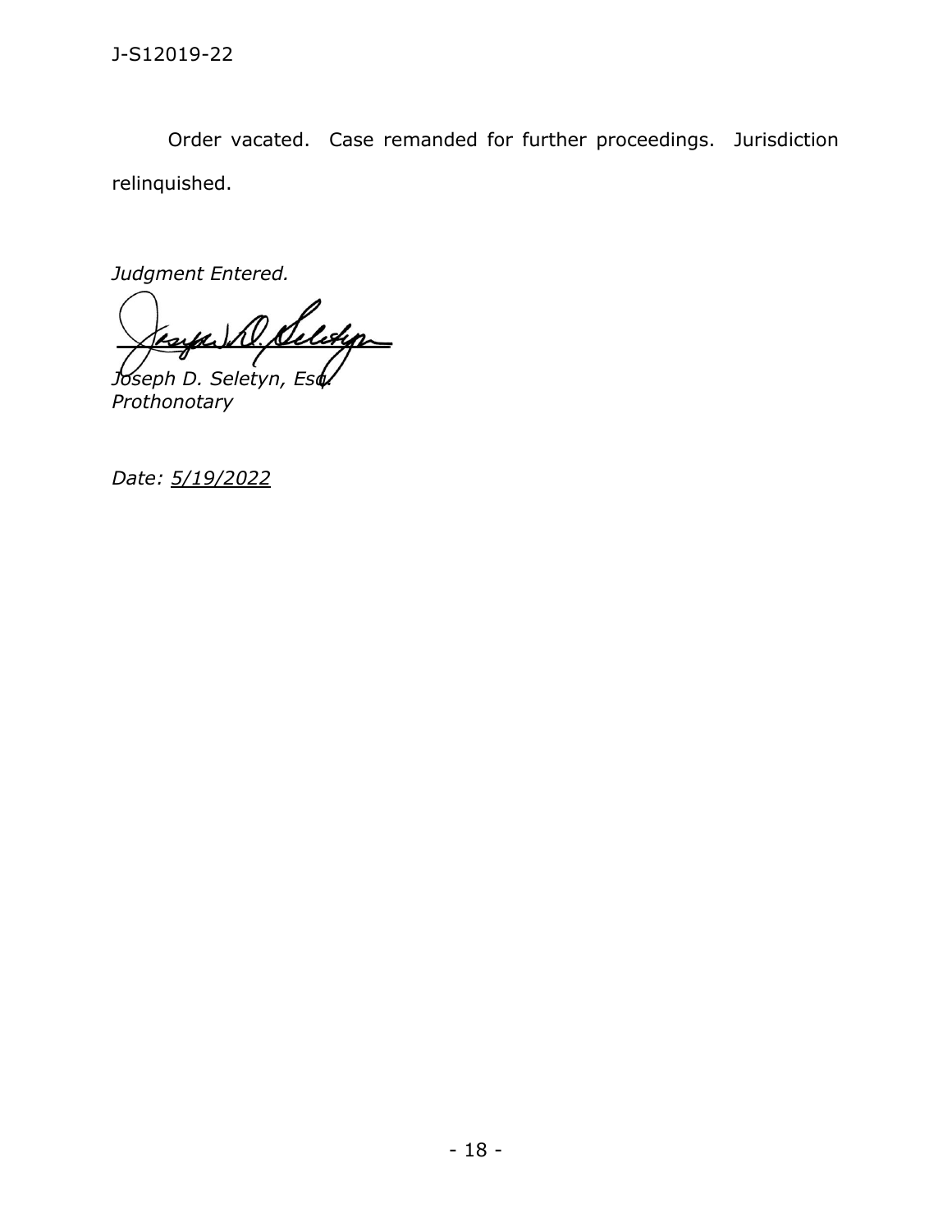Order vacated. Case remanded for further proceedings. Jurisdiction relinquished.

*Judgment Entered.*

*Joseph D. Seletyn, Esq.*
*Prothonotary*

*Date: 5/19/2022*